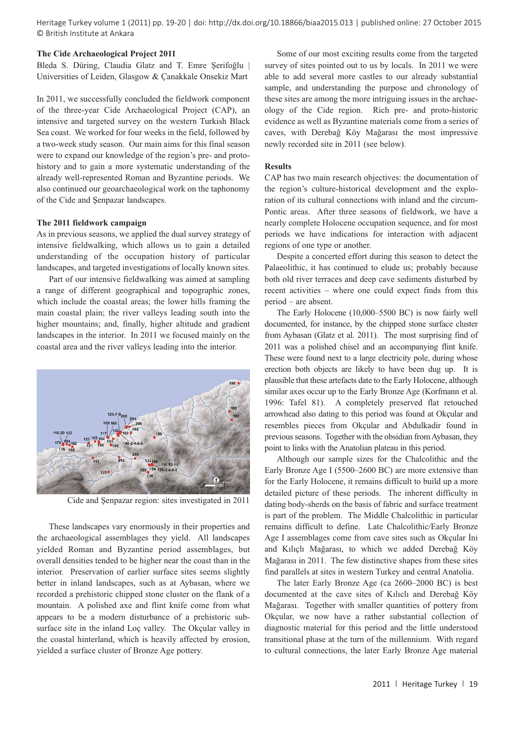## The Cide Archaeological Project 2011

Bleda S. Düring, Claudia Glatz and T. Emre Şerifoğlu | Universities of Leiden, Glasgow & Çanakkale Onsekiz Mart

In 2011, we successfully concluded the fieldwork component of the three-year Cide Archaeological Project (CAP), an intensive and targeted survey on the western Turkish Black Sea coast. We worked for four weeks in the field, followed by a two-week study season. Our main aims for this final season were to expand our knowledge of the region's pre- and proto-history and to gain a more systematic understanding of the already well-represented Roman and Byzantine periods. We also continued our geoarchaeological work on the taphonomy of the Cide and Şenpazar landscapes.

### The 2011 fieldwork campaign

As in previous seasons, we applied the dual survey strategy of intensive fieldwalking, which allows us to gain a detailed understanding of the occupation history of particular landscapes, and targeted investigations of locally known sites.

Part of our intensive fieldwalking was aimed at sampling a range of different geographical and topographic zones, which include the coastal areas; the lower hills framing the main coastal plain; the river valleys leading south into the higher mountains; and, finally, higher altitude and gradient landscapes in the interior. In 2011 we focused mainly on the coastal area and the river valleys leading into the interior.

Cide and Şenpazar region: sites investigated in 2011

These landscapes vary enormously in their properties and the archaeological assemblages they yield. All landscapes yielded Roman and Byzantine period assemblages, but overall densities tended to be higher near the coast than in the interior. Preservation of earlier surface sites seems slightly better in inland landscapes, such as at Aybasan, where we recorded a prehistoric chipped stone cluster on the flank of a mountain. A polished axe and flint knife come from what appears to be a modern disturbance of a prehistoric sub-surface site in the inland Loç valley. The Okçular valley in the coastal hinterland, which is heavily affected by erosion, yielded a surface cluster of Bronze Age pottery.

Some of our most exciting results come from the targeted survey of sites pointed out to us by locals. In 2011 we were able to add several more castles to our already substantial sample, and understanding the purpose and chronology of these sites are among the more intriguing issues in the archaeology of the Cide region. Rich pre- and proto-historic evidence as well as Byzantine materials come from a series of caves, with Derebağ Köy Mağarası the most impressive newly recorded site in 2011 (see below).

### Results

CAP has two main research objectives: the documentation of the region's culture-historical development and the exploration of its cultural connections with inland and the circum-Pontic areas. After three seasons of fieldwork, we have a nearly complete Holocene occupation sequence, and for most periods we have indications for interaction with adjacent regions of one type or another.

Despite a concerted effort during this season to detect the Palaeolithic, it has continued to elude us; probably because both old river terraces and deep cave sediments disturbed by recent activities – where one could expect finds from this period – are absent.

The Early Holocene (10,000–5500 BC) is now fairly well documented, for instance, by the chipped stone surface cluster from Aybasan (Glatz et al. 2011). The most surprising find of 2011 was a polished chisel and an accompanying flint knife. These were found next to a large electricity pole, during whose erection both objects are likely to have been dug up. It is plausible that these artefacts date to the Early Holocene, although similar axes occur up to the Early Bronze Age (Korfmann et al. 1996: Tafel 81). A completely preserved flat retouched arrowhead also dating to this period was found at Okçular and resembles pieces from Okçular and Abdulkadir found in previous seasons. Together with the obsidian from Aybasan, they point to links with the Anatolian plateau in this period.

Although our sample sizes for the Chalcolithic and the Early Bronze Age I (5500–2600 BC) are more extensive than for the Early Holocene, it remains difficult to build up a more detailed picture of these periods. The inherent difficulty in dating body-sherds on the basis of fabric and surface treatment is part of the problem. The Middle Chalcolithic in particular remains difficult to define. Late Chalcolithic/Early Bronze Age I assemblages come from cave sites such as Okçular İni and Kılıçlı Mağarası, to which we added Derebağ Köy Mağarası in 2011. The few distinctive shapes from these sites find parallels at sites in western Turkey and central Anatolia.

The later Early Bronze Age (ca 2600–2000 BC) is best documented at the cave sites of Kılıclı and Derebağ Köy Mağarası. Together with smaller quantities of pottery from Okçular, we now have a rather substantial collection of diagnostic material for this period and the little understood transitional phase at the turn of the millennium. With regard to cultural connections, the later Early Bronze Age material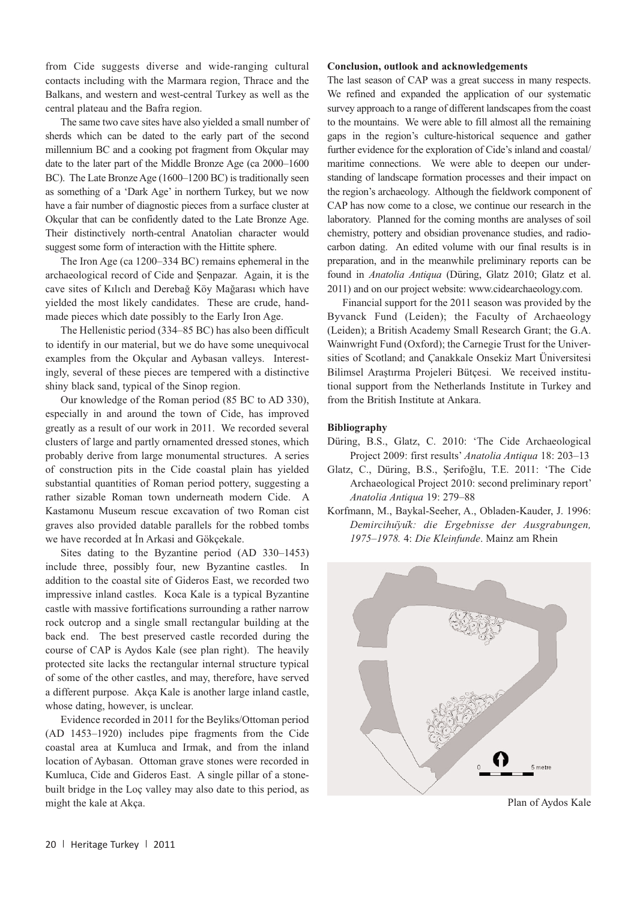from Cide suggests diverse and wide-ranging cultural contacts including with the Marmara region, Thrace and the Balkans, and western and west-central Turkey as well as the central plateau and the Bafra region.

The same two cave sites have also yielded a small number of sherds which can be dated to the early part of the second millennium BC and a cooking pot fragment from Okçular may date to the later part of the Middle Bronze Age (ca 2000–1600 BC). The Late Bronze Age (1600–1200 BC) is traditionally seen as something of a 'Dark Age' in northern Turkey, but we now have a fair number of diagnostic pieces from a surface cluster at Okçular that can be confidently dated to the Late Bronze Age. Their distinctively north-central Anatolian character would suggest some form of interaction with the Hittite sphere.

The Iron Age (ca 1200–334 BC) remains ephemeral in the archaeological record of Cide and Şenpazar. Again, it is the cave sites of Kılıclı and Derebağ Köy Mağarası which have yielded the most likely candidates. These are crude, handmade pieces which date possibly to the Early Iron Age.

The Hellenistic period (334–85 BC) has also been difficult to identify in our material, but we do have some unequivocal examples from the Okçular and Aybasan valleys. Interestingly, several of these pieces are tempered with a distinctive shiny black sand, typical of the Sinop region.

Our knowledge of the Roman period (85 BC to AD 330), especially in and around the town of Cide, has improved greatly as a result of our work in 2011. We recorded several clusters of large and partly ornamented dressed stones, which probably derive from large monumental structures. A series of construction pits in the Cide coastal plain has yielded substantial quantities of Roman period pottery, suggesting a rather sizable Roman town underneath modern Cide. A Kastamonu Museum rescue excavation of two Roman cist graves also provided datable parallels for the robbed tombs we have recorded at İn Arkasi and Gökçekale.

Sites dating to the Byzantine period (AD 330–1453) include three, possibly four, new Byzantine castles. In addition to the coastal site of Gideros East, we recorded two impressive inland castles. Koca Kale is a typical Byzantine castle with massive fortifications surrounding a rather narrow rock outcrop and a single small rectangular building at the back end. The best preserved castle recorded during the course of CAP is Aydos Kale (see plan right). The heavily protected site lacks the rectangular internal structure typical of some of the other castles, and may, therefore, have served a different purpose. Akça Kale is another large inland castle, whose dating, however, is unclear.

Evidence recorded in 2011 for the Beyliks/Ottoman period (AD 1453–1920) includes pipe fragments from the Cide coastal area at Kumluca and Irmak, and from the inland location of Aybasan. Ottoman grave stones were recorded in Kumluca, Cide and Gideros East. A single pillar of a stone-built bridge in the Loç valley may also date to this period, as might the kale at Akça.

**Conclusion, outlook and acknowledgements**

The last season of CAP was a great success in many respects. We refined and expanded the application of our systematic survey approach to a range of different landscapes from the coast to the mountains. We were able to fill almost all the remaining gaps in the region's culture-historical sequence and gather further evidence for the exploration of Cide's inland and coastal/maritime connections. We were able to deepen our understanding of landscape formation processes and their impact on the region's archaeology. Although the fieldwork component of CAP has now come to a close, we continue our research in the laboratory. Planned for the coming months are analyses of soil chemistry, pottery and obsidian provenance studies, and radiocarbon dating. An edited volume with our final results is in preparation, and in the meanwhile preliminary reports can be found in *Anatolia Antiqua* (Düring, Glatz 2010; Glatz et al. 2011) and on our project website: www.cidearchaeology.com.

Financial support for the 2011 season was provided by the Byvanck Fund (Leiden); the Faculty of Archaeology (Leiden); a British Academy Small Research Grant; the G.A. Wainwright Fund (Oxford); the Carnegie Trust for the Universities of Scotland; and Çanakkale Onsekiz Mart Üniversitesi Bilimsel Araştırma Projeleri Bütçesi. We received institutional support from the Netherlands Institute in Turkey and from the British Institute at Ankara.

**Bibliography**

Düring, B.S., Glatz, C. 2010: 'The Cide Archaeological Project 2009: first results' *Anatolia Antiqua* 18: 203–13

Glatz, C., Düring, B.S., Şerifoğlu, T.E. 2011: 'The Cide Archaeological Project 2010: second preliminary report' *Anatolia Antiqua* 19: 279–88

Korfmann, M., Baykal-Seeher, A., Obladen-Kauder, J. 1996: *Demircihüyük: die Ergebnisse der Ausgrabungen, 1975–1978.* 4: *Die Kleinfunde*. Mainz am Rhein

0 5 metre

Plan of Aydos Kale